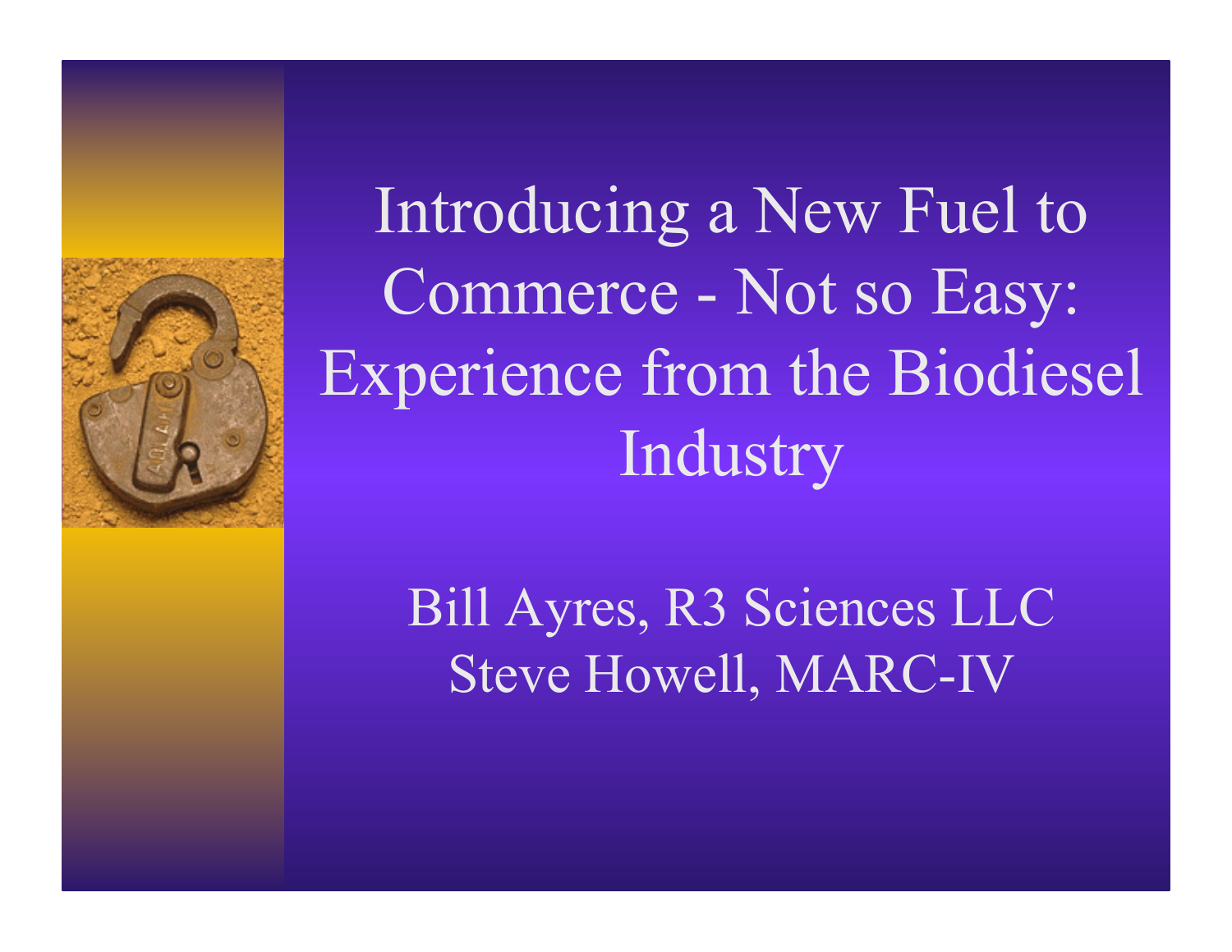# Introducing a New Fuel to Commerce - Not so Easy: Experience from the Biodiesel Industry

Bill Ayres, R3 Sciences LLC
Steve Howell, MARC-IV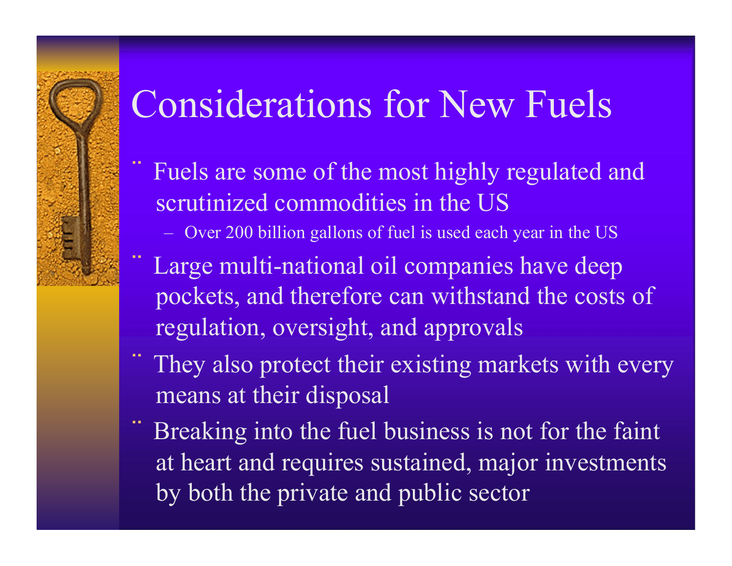# Considerations for New Fuels

- Fuels are some of the most highly regulated and scrutinized commodities in the US
  - Over 200 billion gallons of fuel is used each year in the US
- Large multi-national oil companies have deep pockets, and therefore can withstand the costs of regulation, oversight, and approvals
- They also protect their existing markets with every means at their disposal
- Breaking into the fuel business is not for the faint at heart and requires sustained, major investments by both the private and public sector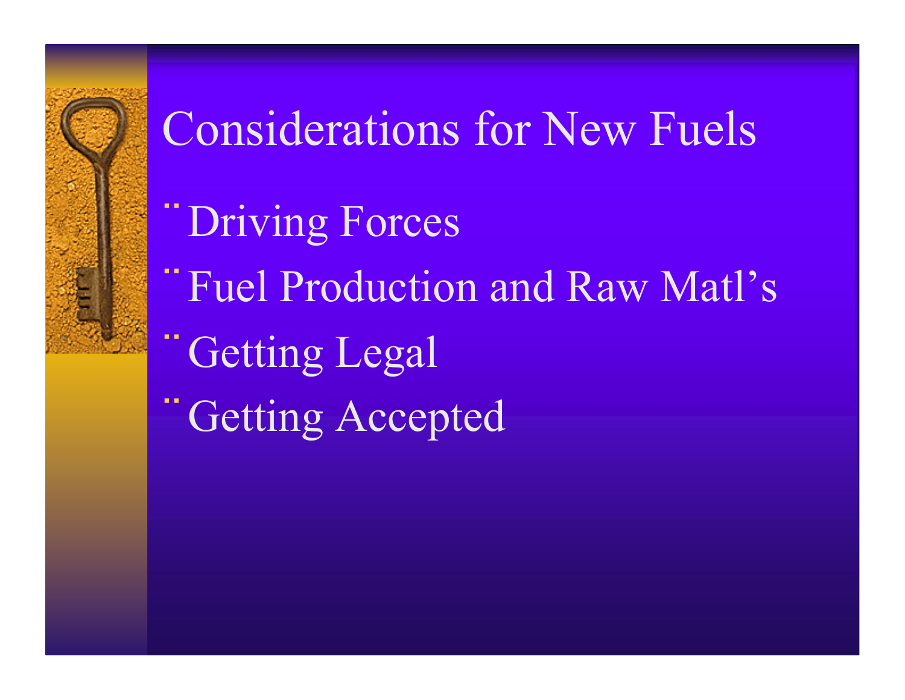# Considerations for New Fuels

- Driving Forces
- Fuel Production and Raw Matl's
- Getting Legal
- Getting Accepted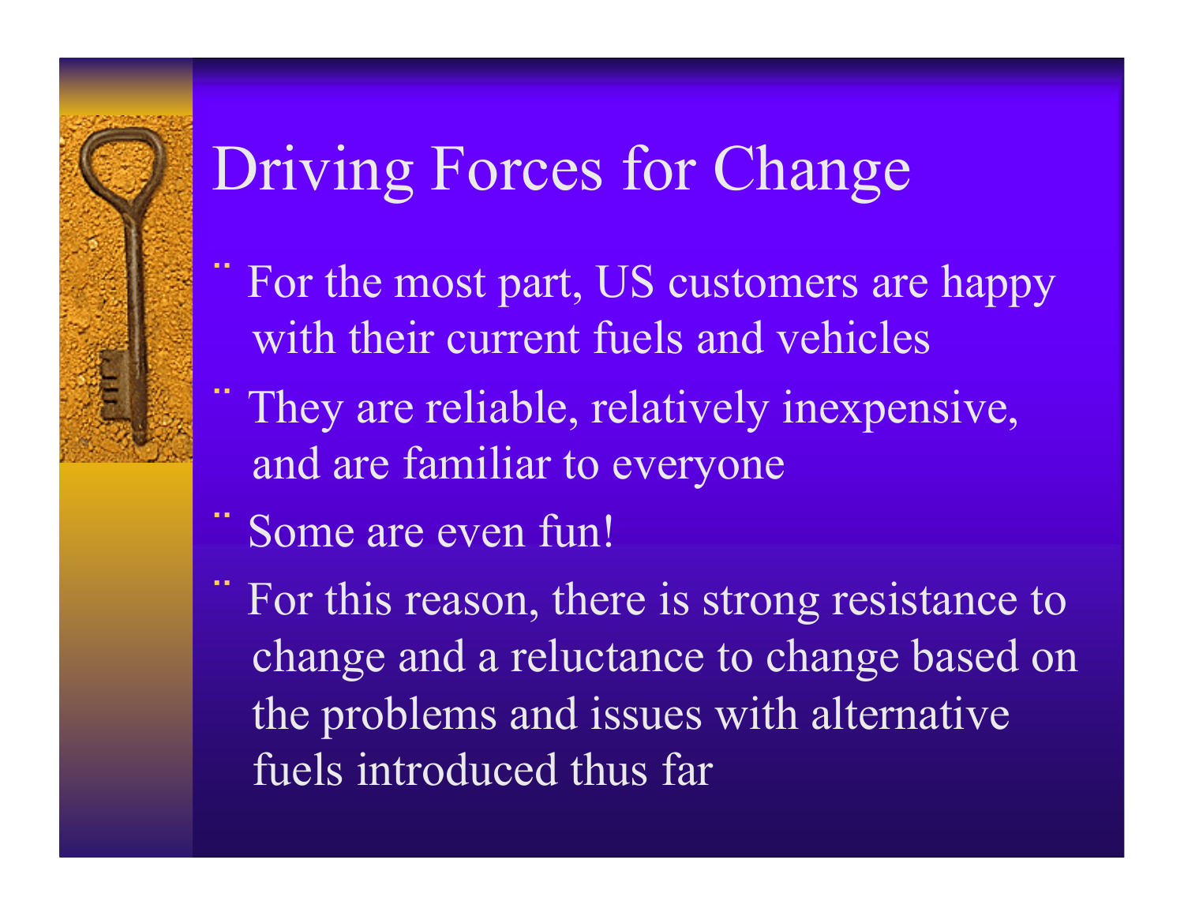# Driving Forces for Change

- For the most part, US customers are happy with their current fuels and vehicles
- They are reliable, relatively inexpensive, and are familiar to everyone
- Some are even fun!
- For this reason, there is strong resistance to change and a reluctance to change based on the problems and issues with alternative fuels introduced thus far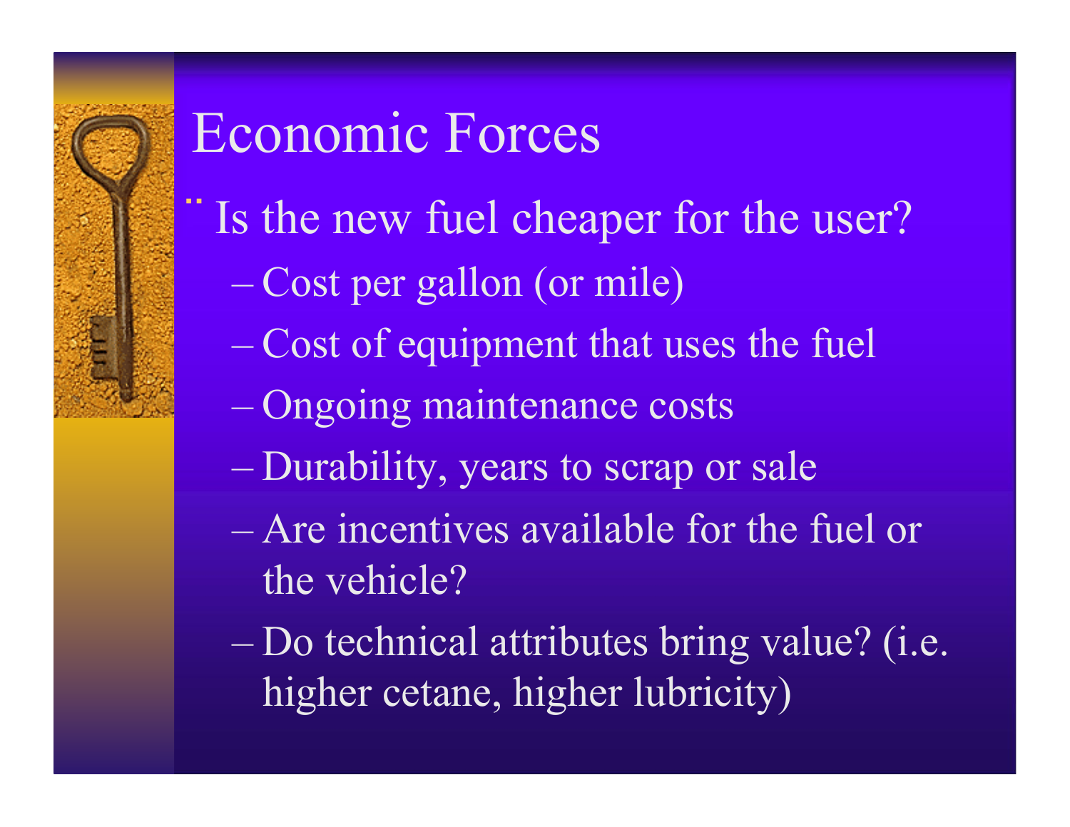# Economic Forces

- Is the new fuel cheaper for the user?
  - Cost per gallon (or mile)
  - Cost of equipment that uses the fuel
  - Ongoing maintenance costs
  - Durability, years to scrap or sale
  - Are incentives available for the fuel or the vehicle?
  - Do technical attributes bring value? (i.e. higher cetane, higher lubricity)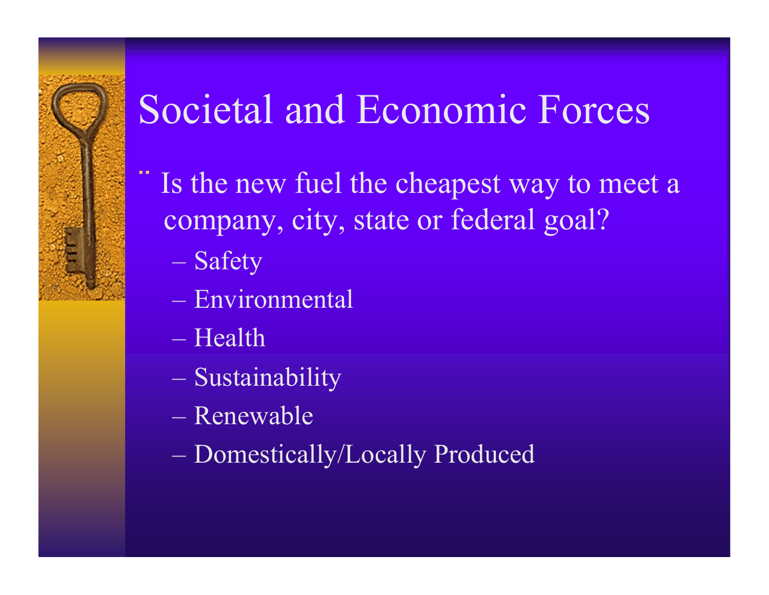# Societal and Economic Forces

- Is the new fuel the cheapest way to meet a company, city, state or federal goal?
  - Safety
  - Environmental
  - Health
  - Sustainability
  - Renewable
  - Domestically/Locally Produced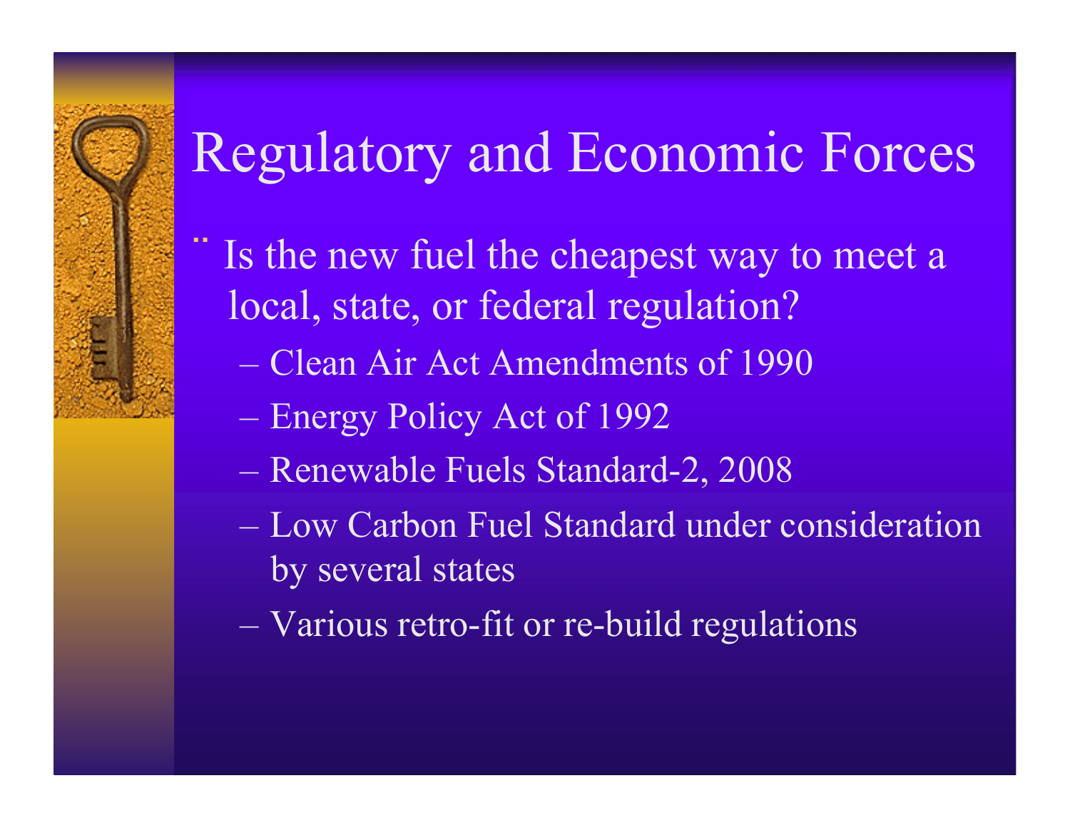# Regulatory and Economic Forces

- Is the new fuel the cheapest way to meet a local, state, or federal regulation?
  - Clean Air Act Amendments of 1990
  - Energy Policy Act of 1992
  - Renewable Fuels Standard-2, 2008
  - Low Carbon Fuel Standard under consideration by several states
  - Various retro-fit or re-build regulations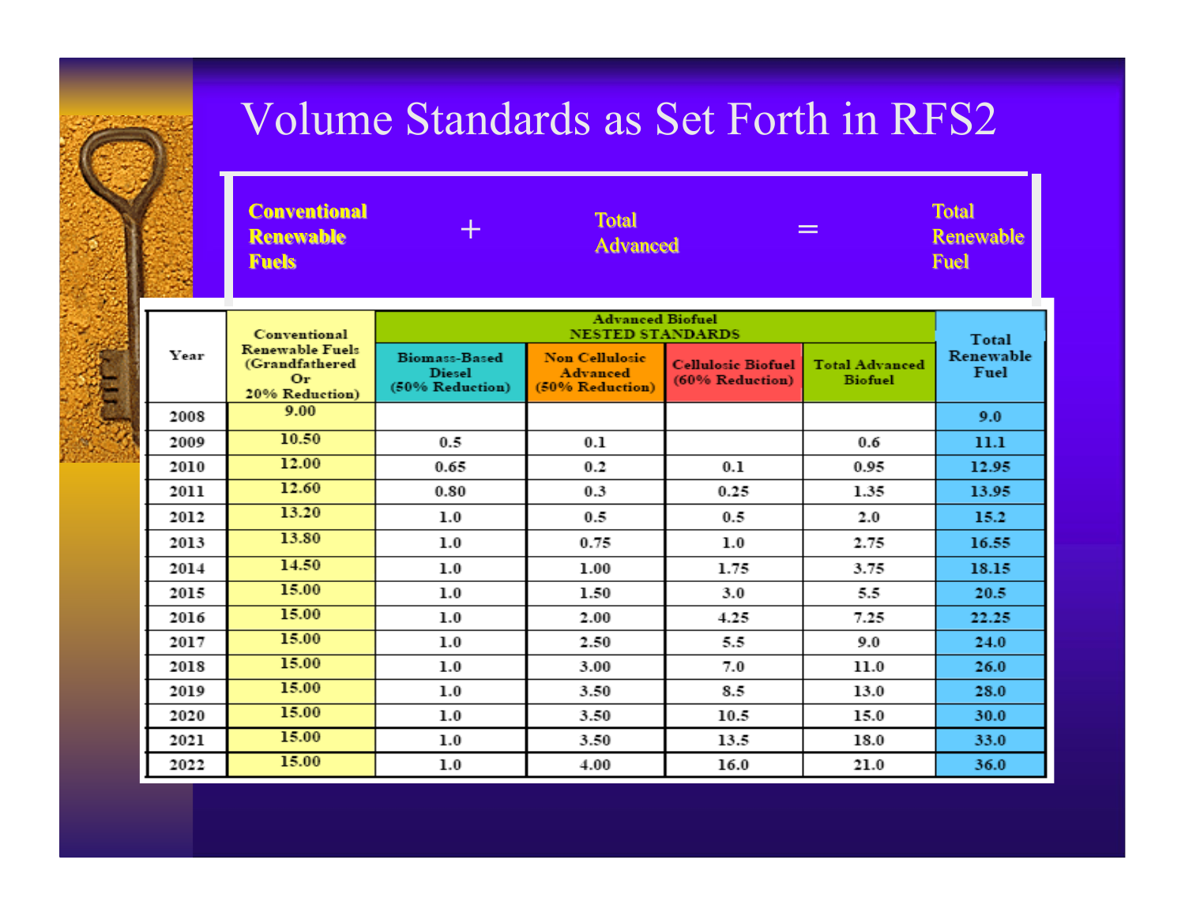# Volume Standards as Set Forth in RFS2

**Conventional Renewable Fuels** + **Total Advanced** = **Total Renewable Fuel**

| Year | Conventional Renewable Fuels (Grandfathered Or 20% Reduction) | Advanced Biofuel NESTED STANDARDS | | | | Total Renewable Fuel |
|---|---|---|---|---|---|---|
| | | Biomass-Based Diesel (50% Reduction) | Non Cellulosic Advanced (50% Reduction) | Cellulosic Biofuel (60% Reduction) | Total Advanced Biofuel | |
| 2008 | 9.00 | | | | | 9.0 |
| 2009 | 10.50 | 0.5 | 0.1 | | 0.6 | 11.1 |
| 2010 | 12.00 | 0.65 | 0.2 | 0.1 | 0.95 | 12.95 |
| 2011 | 12.60 | 0.80 | 0.3 | 0.25 | 1.35 | 13.95 |
| 2012 | 13.20 | 1.0 | 0.5 | 0.5 | 2.0 | 15.2 |
| 2013 | 13.80 | 1.0 | 0.75 | 1.0 | 2.75 | 16.55 |
| 2014 | 14.50 | 1.0 | 1.00 | 1.75 | 3.75 | 18.15 |
| 2015 | 15.00 | 1.0 | 1.50 | 3.0 | 5.5 | 20.5 |
| 2016 | 15.00 | 1.0 | 2.00 | 4.25 | 7.25 | 22.25 |
| 2017 | 15.00 | 1.0 | 2.50 | 5.5 | 9.0 | 24.0 |
| 2018 | 15.00 | 1.0 | 3.00 | 7.0 | 11.0 | 26.0 |
| 2019 | 15.00 | 1.0 | 3.50 | 8.5 | 13.0 | 28.0 |
| 2020 | 15.00 | 1.0 | 3.50 | 10.5 | 15.0 | 30.0 |
| 2021 | 15.00 | 1.0 | 3.50 | 13.5 | 18.0 | 33.0 |
| 2022 | 15.00 | 1.0 | 4.00 | 16.0 | 21.0 | 36.0 |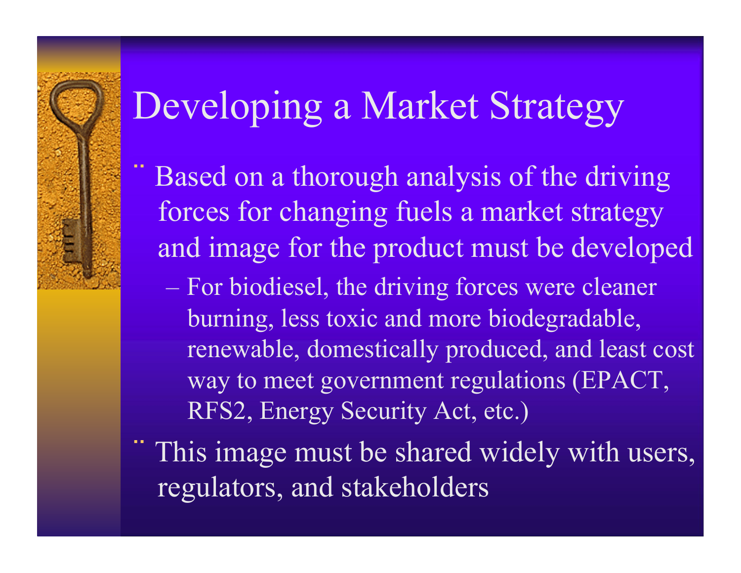# Developing a Market Strategy

- Based on a thorough analysis of the driving forces for changing fuels a market strategy and image for the product must be developed
  - For biodiesel, the driving forces were cleaner burning, less toxic and more biodegradable, renewable, domestically produced, and least cost way to meet government regulations (EPACT, RFS2, Energy Security Act, etc.)
- This image must be shared widely with users, regulators, and stakeholders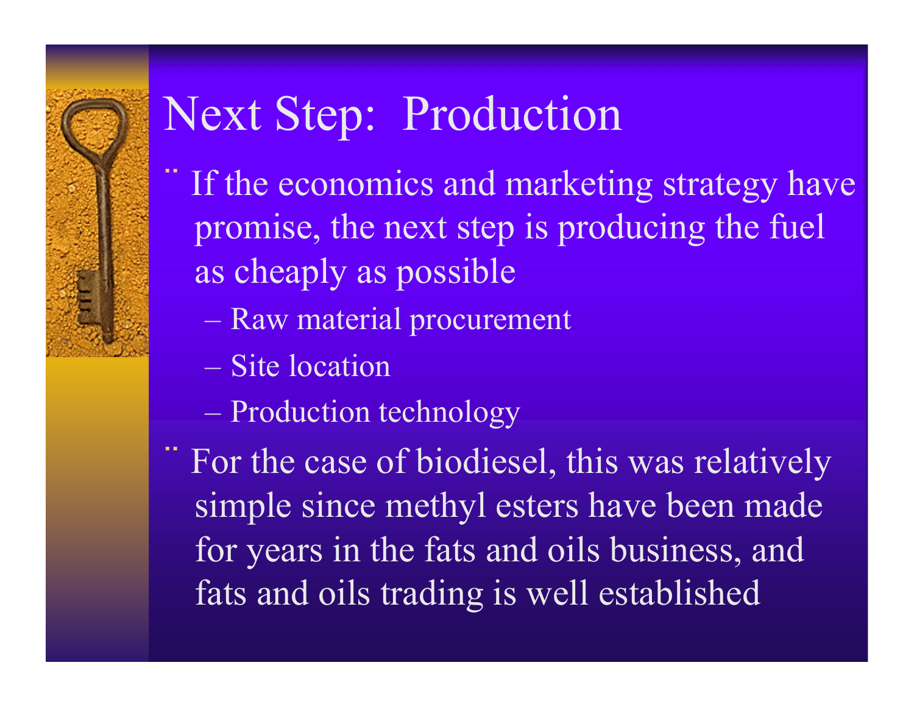# Next Step: Production

- If the economics and marketing strategy have promise, the next step is producing the fuel as cheaply as possible
  - Raw material procurement
  - Site location
  - Production technology
- For the case of biodiesel, this was relatively simple since methyl esters have been made for years in the fats and oils business, and fats and oils trading is well established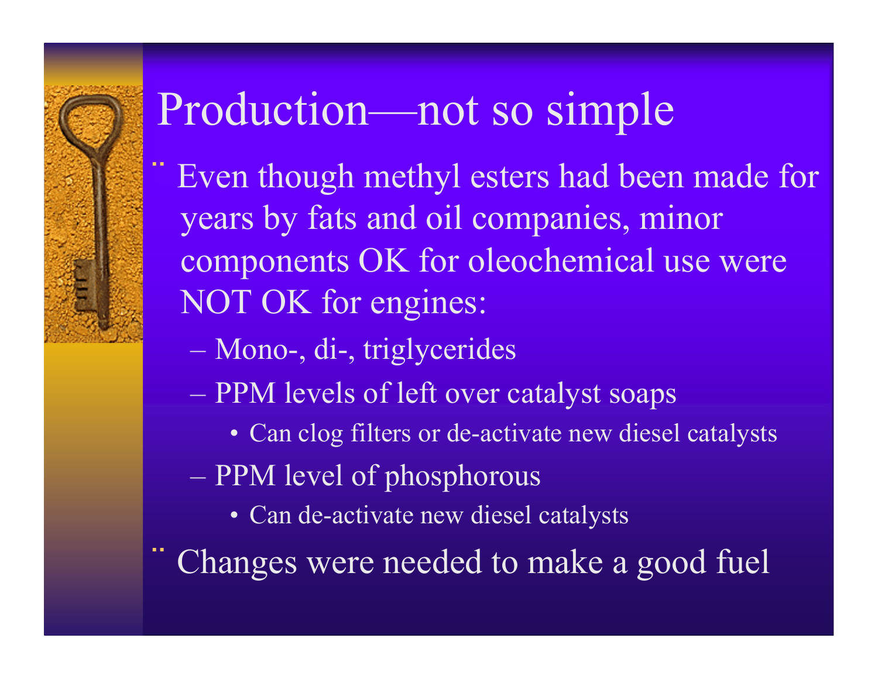# Production—not so simple

- Even though methyl esters had been made for years by fats and oil companies, minor components OK for oleochemical use were NOT OK for engines:
  - Mono-, di-, triglycerides
  - PPM levels of left over catalyst soaps
    - Can clog filters or de-activate new diesel catalysts
  - PPM level of phosphorous
    - Can de-activate new diesel catalysts
- Changes were needed to make a good fuel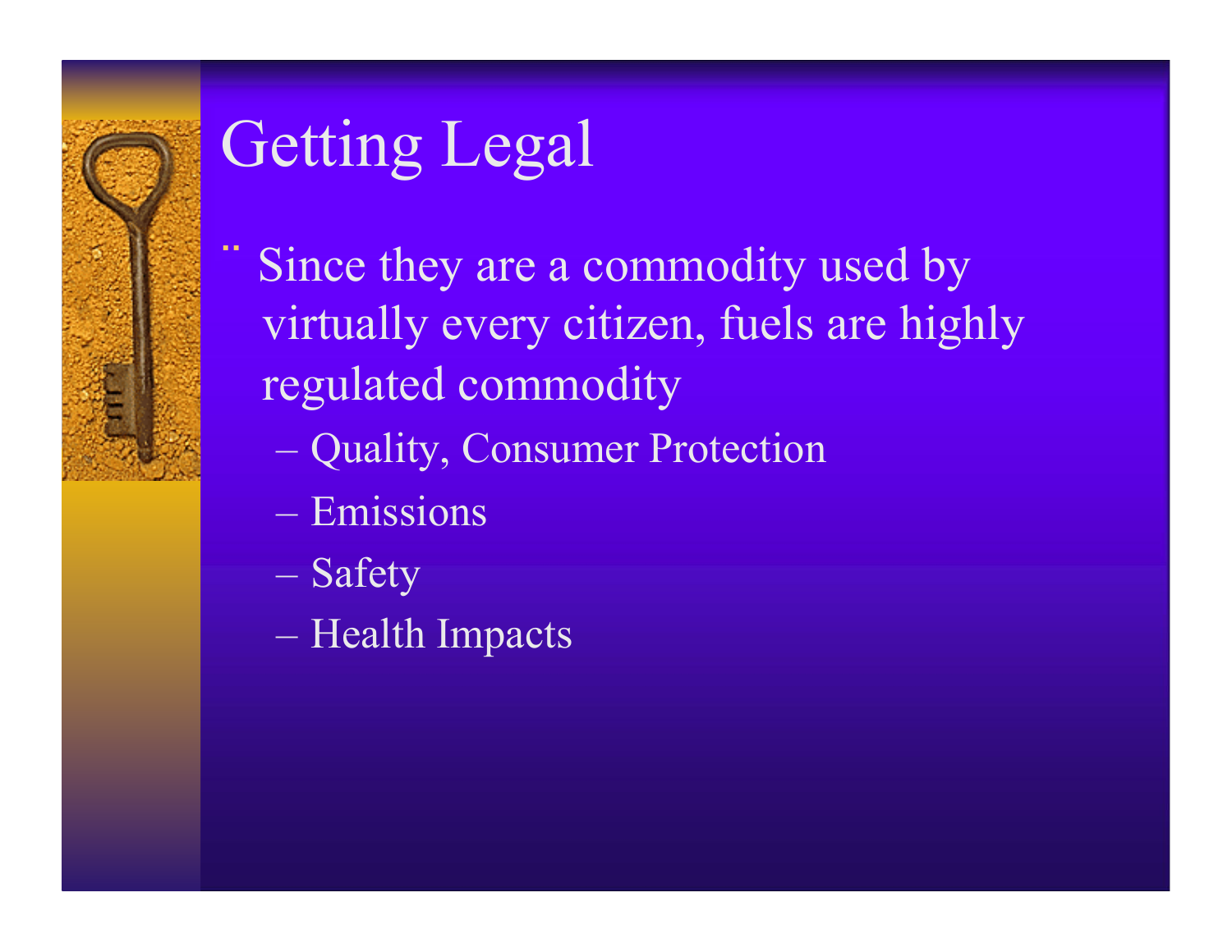# Getting Legal

- Since they are a commodity used by virtually every citizen, fuels are highly regulated commodity
  - Quality, Consumer Protection
  - Emissions
  - Safety
  - Health Impacts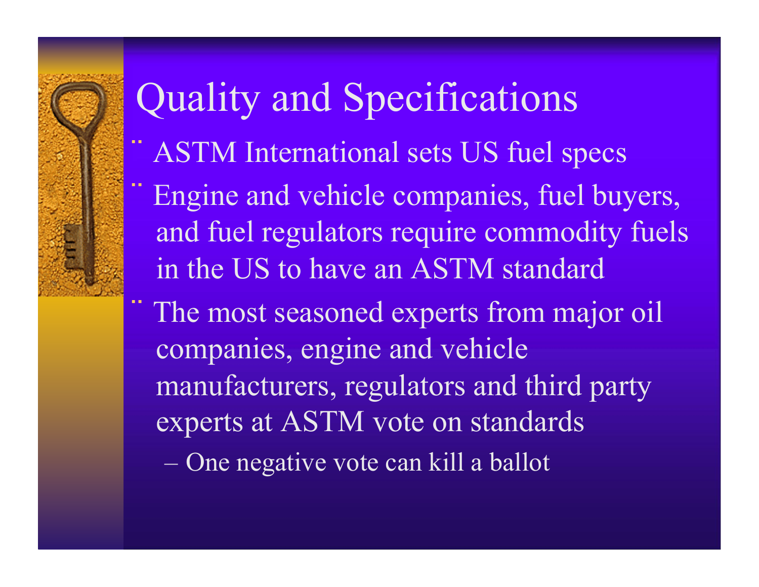# Quality and Specifications

- ASTM International sets US fuel specs
- Engine and vehicle companies, fuel buyers, and fuel regulators require commodity fuels in the US to have an ASTM standard
- The most seasoned experts from major oil companies, engine and vehicle manufacturers, regulators and third party experts at ASTM vote on standards
  - One negative vote can kill a ballot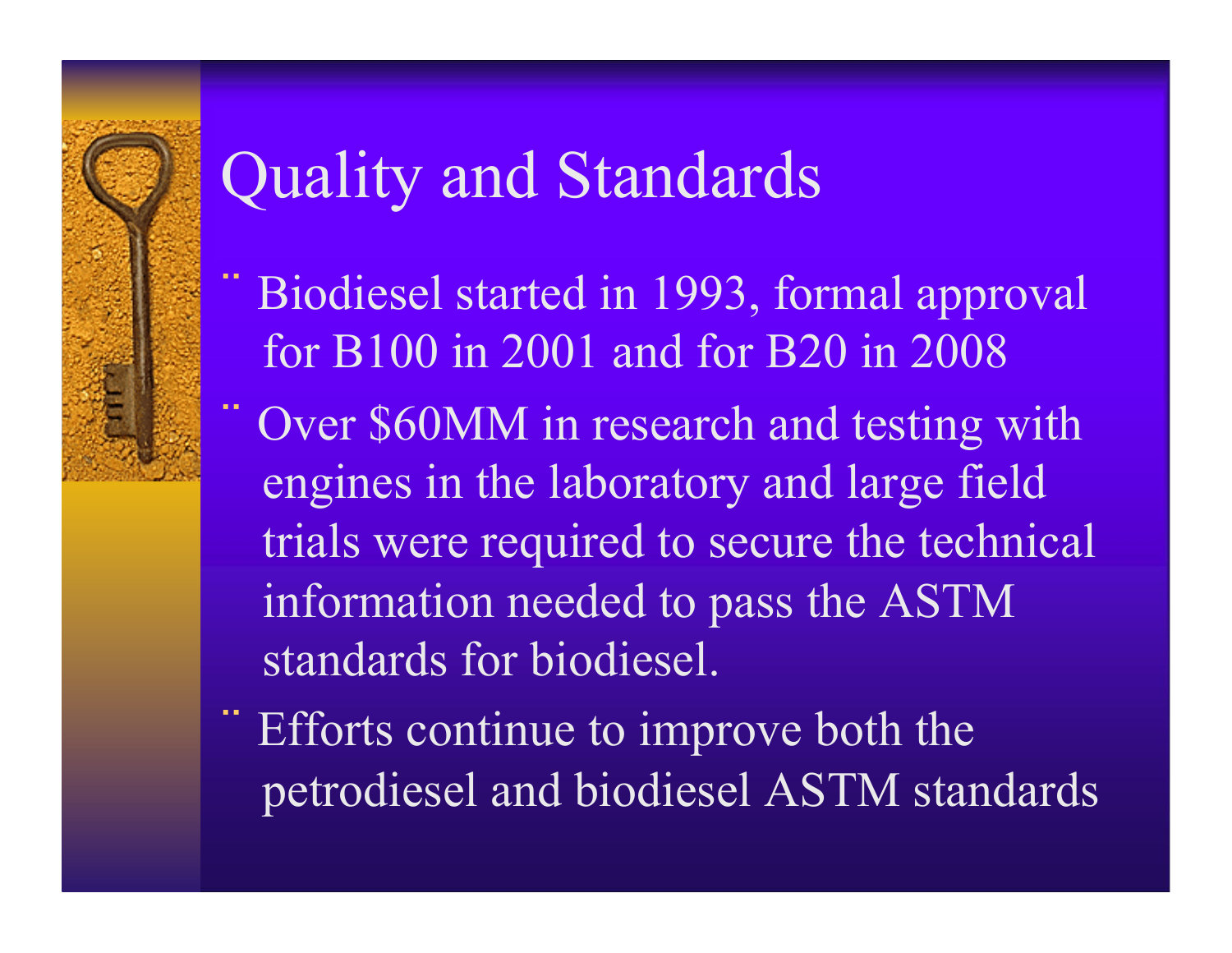# Quality and Standards

- Biodiesel started in 1993, formal approval for B100 in 2001 and for B20 in 2008
- Over $60MM in research and testing with engines in the laboratory and large field trials were required to secure the technical information needed to pass the ASTM standards for biodiesel.
- Efforts continue to improve both the petrodiesel and biodiesel ASTM standards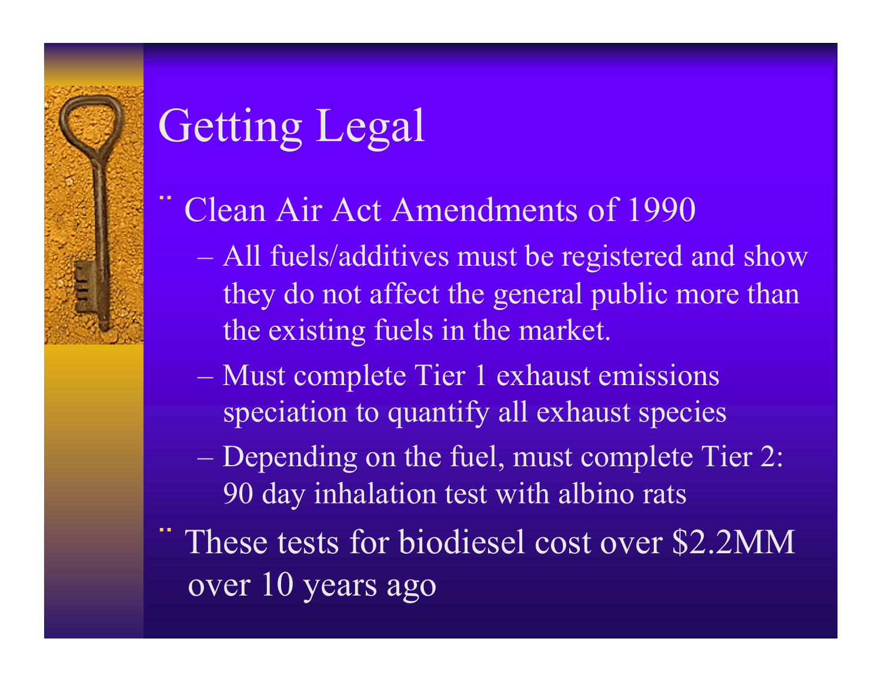# Getting Legal

- Clean Air Act Amendments of 1990
  - All fuels/additives must be registered and show they do not affect the general public more than the existing fuels in the market.
  - Must complete Tier 1 exhaust emissions speciation to quantify all exhaust species
  - Depending on the fuel, must complete Tier 2: 90 day inhalation test with albino rats
- These tests for biodiesel cost over $2.2MM over 10 years ago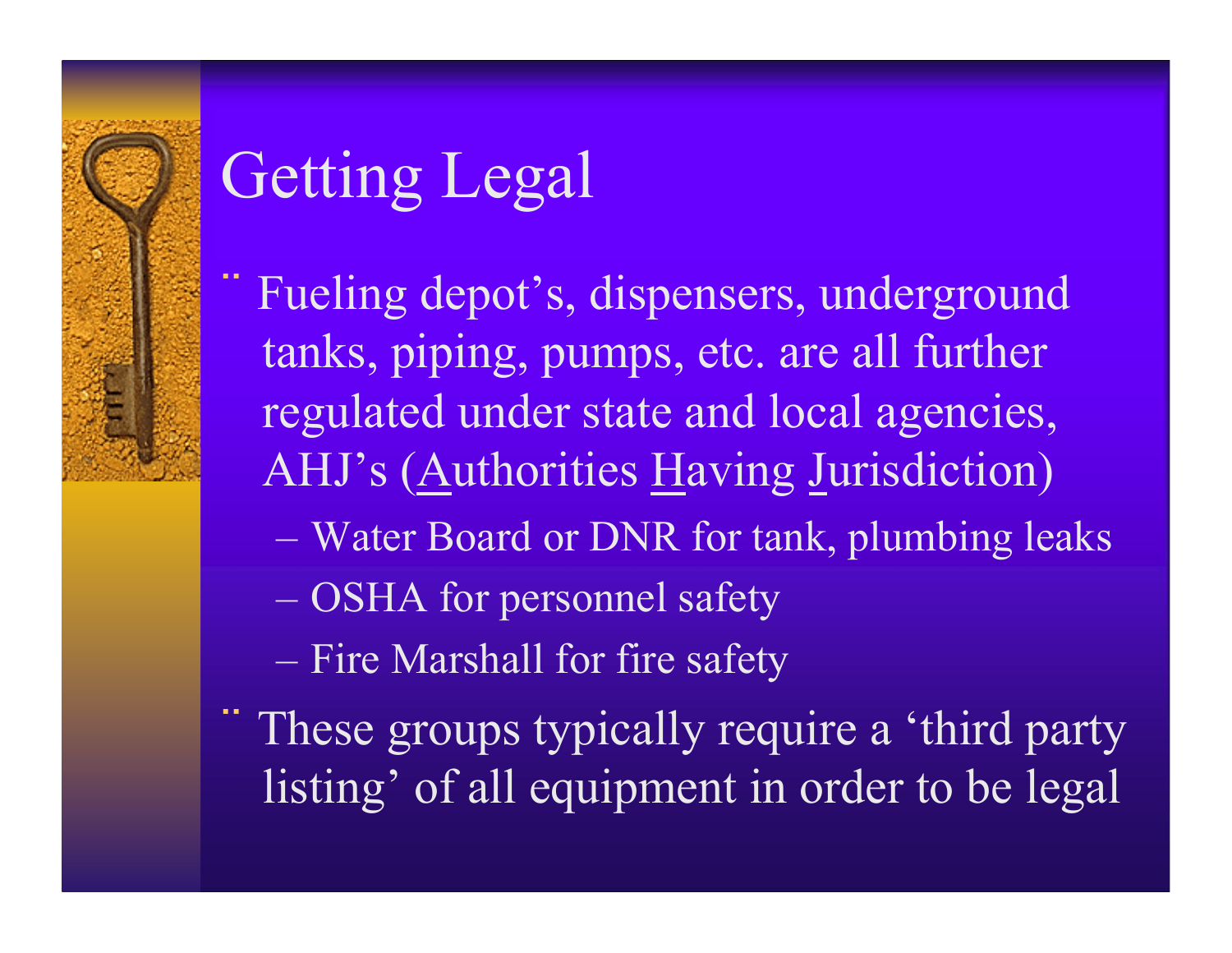# Getting Legal

- Fueling depot's, dispensers, underground tanks, piping, pumps, etc. are all further regulated under state and local agencies, AHJ's (Authorities Having Jurisdiction)
  - Water Board or DNR for tank, plumbing leaks
  - OSHA for personnel safety
  - Fire Marshall for fire safety
- These groups typically require a 'third party listing' of all equipment in order to be legal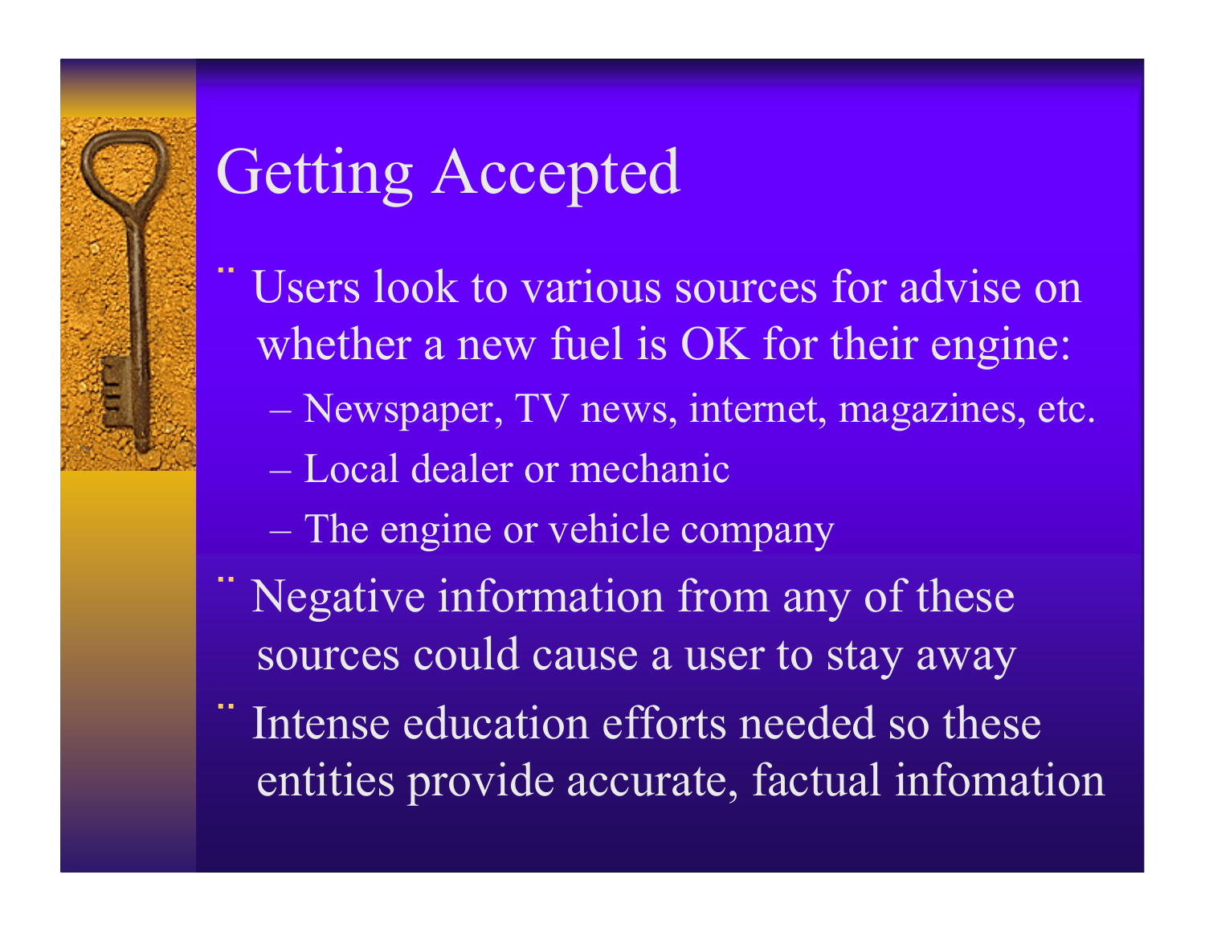# Getting Accepted

- Users look to various sources for advise on whether a new fuel is OK for their engine:
  - Newspaper, TV news, internet, magazines, etc.
  - Local dealer or mechanic
  - The engine or vehicle company
- Negative information from any of these sources could cause a user to stay away
- Intense education efforts needed so these entities provide accurate, factual infomation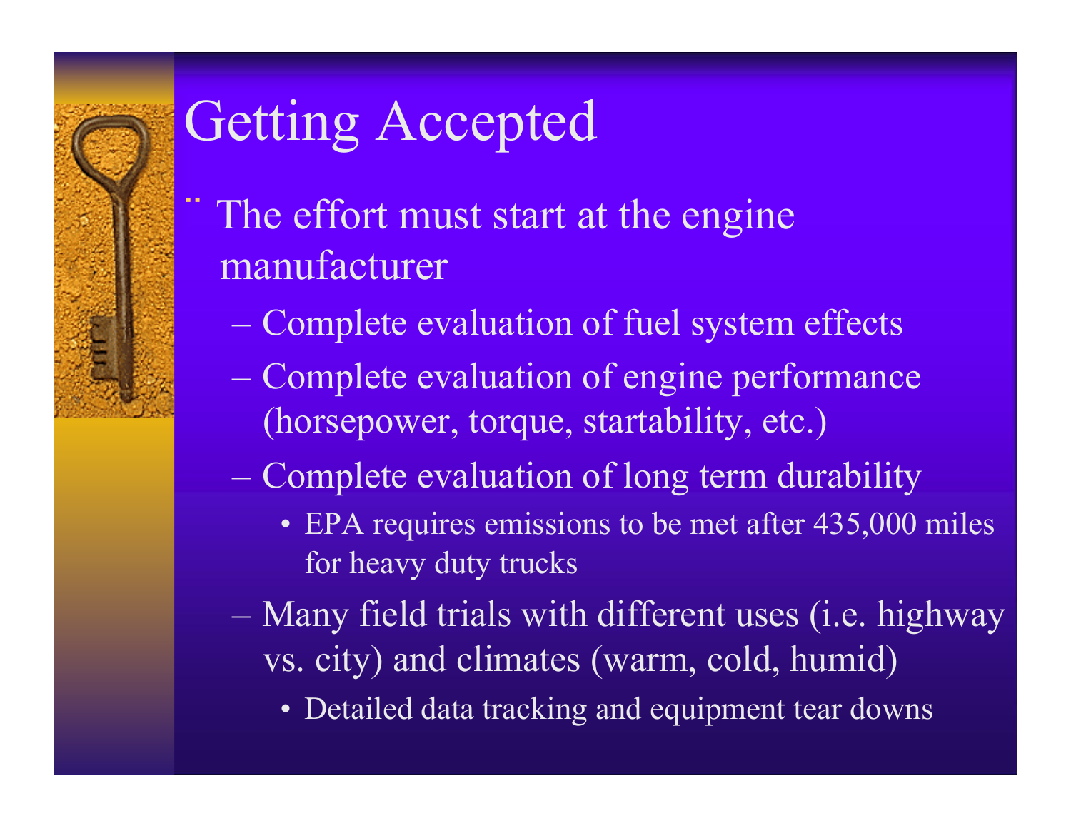# Getting Accepted

- The effort must start at the engine manufacturer
  - Complete evaluation of fuel system effects
  - Complete evaluation of engine performance (horsepower, torque, startability, etc.)
  - Complete evaluation of long term durability
    - EPA requires emissions to be met after 435,000 miles for heavy duty trucks
  - Many field trials with different uses (i.e. highway vs. city) and climates (warm, cold, humid)
    - Detailed data tracking and equipment tear downs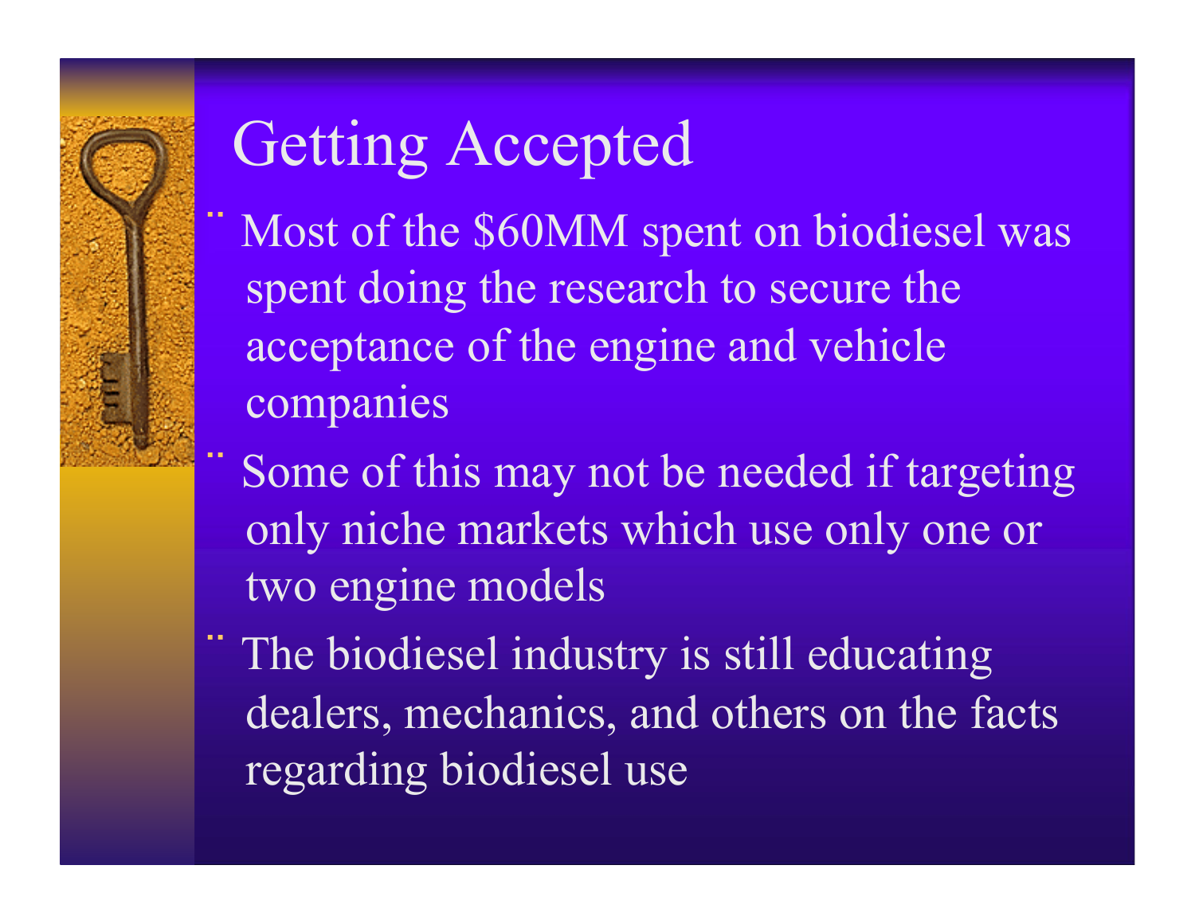# Getting Accepted

- Most of the $60MM spent on biodiesel was spent doing the research to secure the acceptance of the engine and vehicle companies
- Some of this may not be needed if targeting only niche markets which use only one or two engine models
- The biodiesel industry is still educating dealers, mechanics, and others on the facts regarding biodiesel use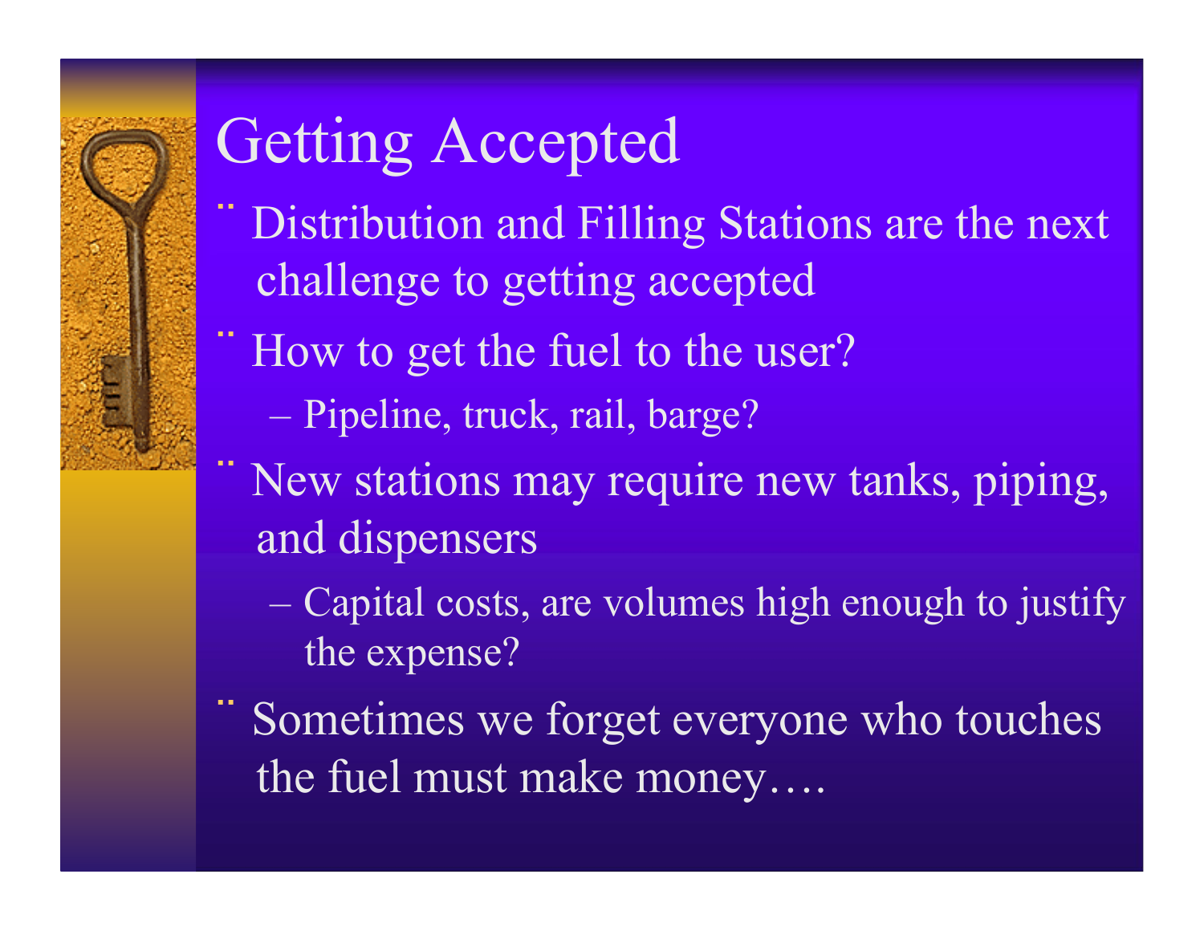# Getting Accepted

- Distribution and Filling Stations are the next challenge to getting accepted
- How to get the fuel to the user?
  - Pipeline, truck, rail, barge?
- New stations may require new tanks, piping, and dispensers
  - Capital costs, are volumes high enough to justify the expense?
- Sometimes we forget everyone who touches the fuel must make money….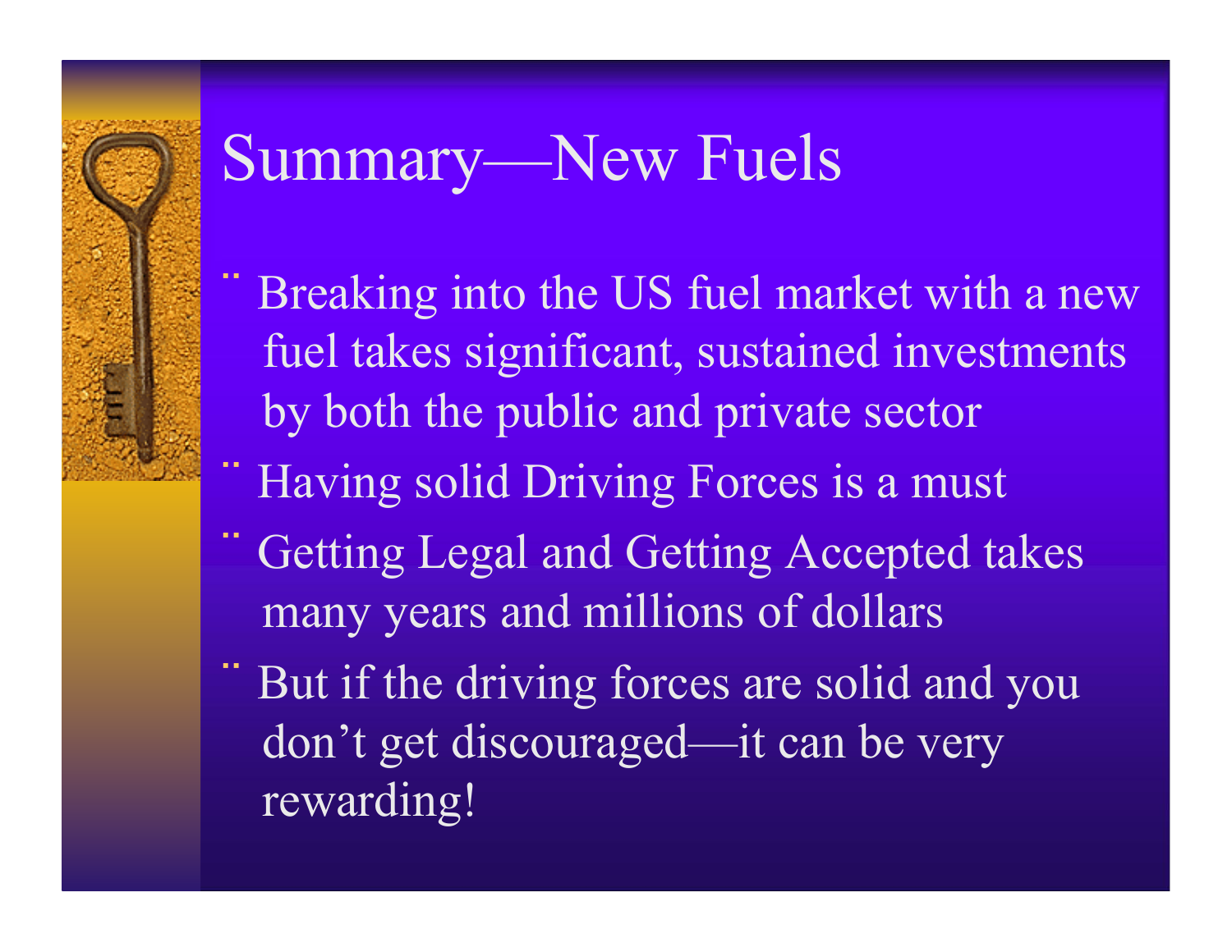# Summary—New Fuels

- Breaking into the US fuel market with a new fuel takes significant, sustained investments by both the public and private sector
- Having solid Driving Forces is a must
- Getting Legal and Getting Accepted takes many years and millions of dollars
- But if the driving forces are solid and you don't get discouraged—it can be very rewarding!